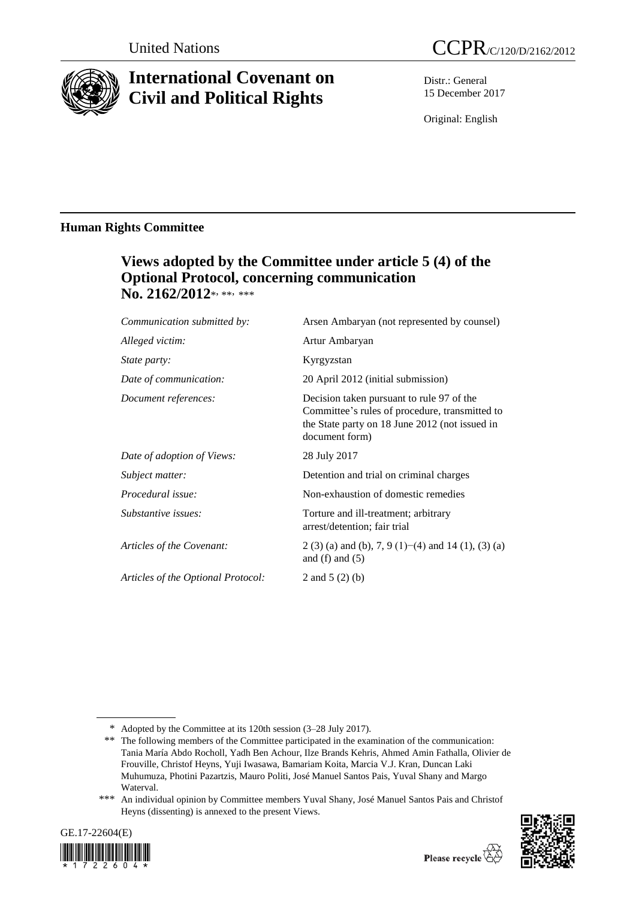United Nations

CCPR/C/120/D/2162/2012

# International Covenant on Civil and Political Rights

Distr.: General
15 December 2017

Original: English

## Human Rights Committee

### Views adopted by the Committee under article 5 (4) of the Optional Protocol, concerning communication No. 2162/2012*, **, ***

| | |
|---|---|
| *Communication submitted by:* | Arsen Ambaryan (not represented by counsel) |
| *Alleged victim:* | Artur Ambaryan |
| *State party:* | Kyrgyzstan |
| *Date of communication:* | 20 April 2012 (initial submission) |
| *Document references:* | Decision taken pursuant to rule 97 of the Committee's rules of procedure, transmitted to the State party on 18 June 2012 (not issued in document form) |
| *Date of adoption of Views:* | 28 July 2017 |
| *Subject matter:* | Detention and trial on criminal charges |
| *Procedural issue:* | Non-exhaustion of domestic remedies |
| *Substantive issues:* | Torture and ill-treatment; arbitrary arrest/detention; fair trial |
| *Articles of the Covenant:* | 2 (3) (a) and (b), 7, 9 (1)−(4) and 14 (1), (3) (a) and (f) and (5) |
| *Articles of the Optional Protocol:* | 2 and 5 (2) (b) |

\* Adopted by the Committee at its 120th session (3–28 July 2017).

\*\* The following members of the Committee participated in the examination of the communication: Tania María Abdo Rocholl, Yadh Ben Achour, Ilze Brands Kehris, Ahmed Amin Fathalla, Olivier de Frouville, Christof Heyns, Yuji Iwasawa, Bamariam Koita, Marcia V.J. Kran, Duncan Laki Muhumuza, Photini Pazartzis, Mauro Politi, José Manuel Santos Pais, Yuval Shany and Margo Waterval.

\*\*\* An individual opinion by Committee members Yuval Shany, José Manuel Santos Pais and Christof Heyns (dissenting) is annexed to the present Views.

GE.17-22604(E)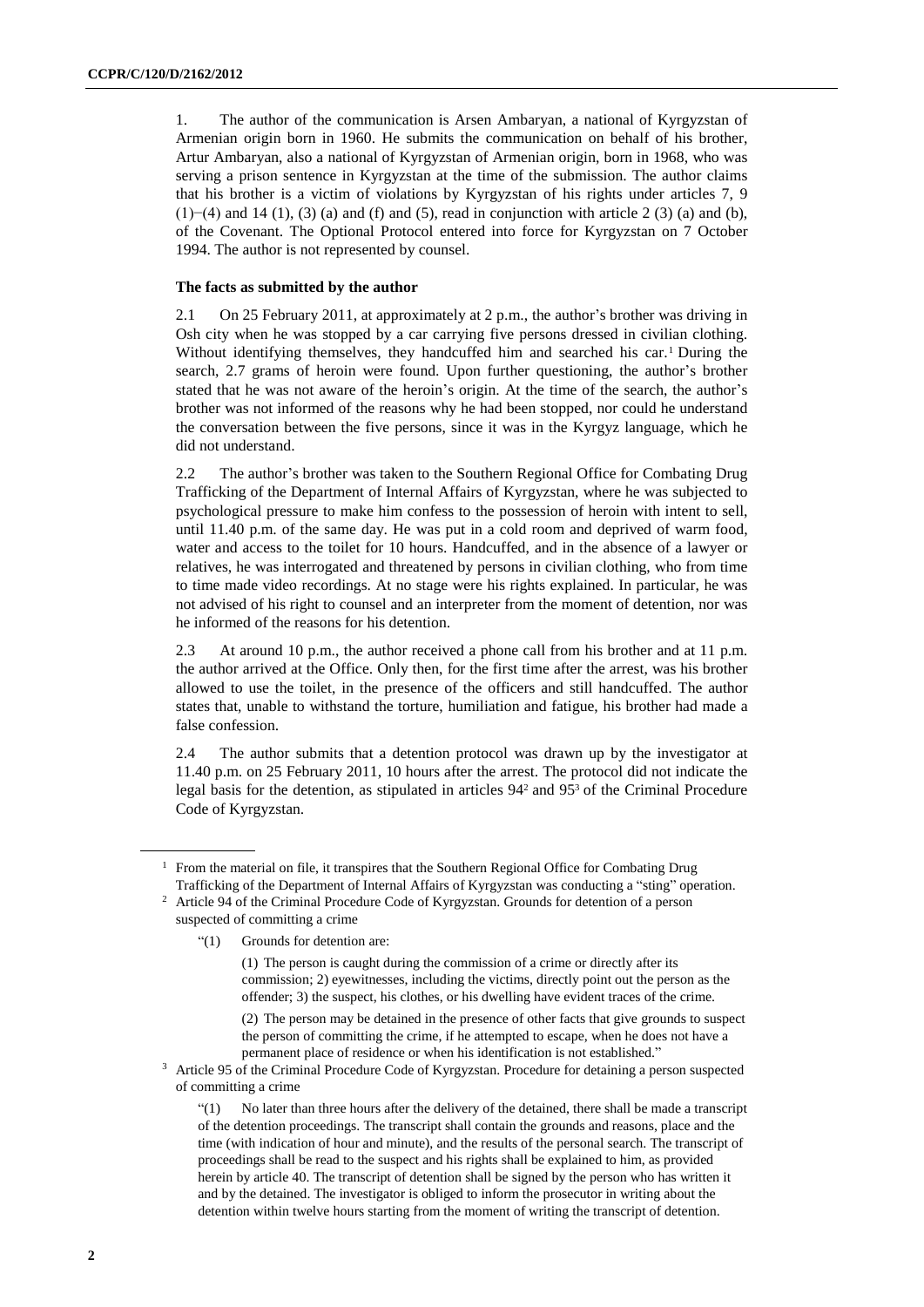1. The author of the communication is Arsen Ambaryan, a national of Kyrgyzstan of Armenian origin born in 1960. He submits the communication on behalf of his brother, Artur Ambaryan, also a national of Kyrgyzstan of Armenian origin, born in 1968, who was serving a prison sentence in Kyrgyzstan at the time of the submission. The author claims that his brother is a victim of violations by Kyrgyzstan of his rights under articles 7, 9 (1)−(4) and 14 (1), (3) (a) and (f) and (5), read in conjunction with article 2 (3) (a) and (b), of the Covenant. The Optional Protocol entered into force for Kyrgyzstan on 7 October 1994. The author is not represented by counsel.

### The facts as submitted by the author

2.1 On 25 February 2011, at approximately at 2 p.m., the author's brother was driving in Osh city when he was stopped by a car carrying five persons dressed in civilian clothing. Without identifying themselves, they handcuffed him and searched his car.[1] During the search, 2.7 grams of heroin were found. Upon further questioning, the author's brother stated that he was not aware of the heroin's origin. At the time of the search, the author's brother was not informed of the reasons why he had been stopped, nor could he understand the conversation between the five persons, since it was in the Kyrgyz language, which he did not understand.

2.2 The author's brother was taken to the Southern Regional Office for Combating Drug Trafficking of the Department of Internal Affairs of Kyrgyzstan, where he was subjected to psychological pressure to make him confess to the possession of heroin with intent to sell, until 11.40 p.m. of the same day. He was put in a cold room and deprived of warm food, water and access to the toilet for 10 hours. Handcuffed, and in the absence of a lawyer or relatives, he was interrogated and threatened by persons in civilian clothing, who from time to time made video recordings. At no stage were his rights explained. In particular, he was not advised of his right to counsel and an interpreter from the moment of detention, nor was he informed of the reasons for his detention.

2.3 At around 10 p.m., the author received a phone call from his brother and at 11 p.m. the author arrived at the Office. Only then, for the first time after the arrest, was his brother allowed to use the toilet, in the presence of the officers and still handcuffed. The author states that, unable to withstand the torture, humiliation and fatigue, his brother had made a false confession.

2.4 The author submits that a detention protocol was drawn up by the investigator at 11.40 p.m. on 25 February 2011, 10 hours after the arrest. The protocol did not indicate the legal basis for the detention, as stipulated in articles 94[2] and 95[3] of the Criminal Procedure Code of Kyrgyzstan.

---

[1] From the material on file, it transpires that the Southern Regional Office for Combating Drug Trafficking of the Department of Internal Affairs of Kyrgyzstan was conducting a "sting" operation.

[2] Article 94 of the Criminal Procedure Code of Kyrgyzstan. Grounds for detention of a person suspected of committing a crime

"(1) Grounds for detention are:

(1) The person is caught during the commission of a crime or directly after its commission; 2) eyewitnesses, including the victims, directly point out the person as the offender; 3) the suspect, his clothes, or his dwelling have evident traces of the crime.

(2) The person may be detained in the presence of other facts that give grounds to suspect the person of committing the crime, if he attempted to escape, when he does not have a permanent place of residence or when his identification is not established."

[3] Article 95 of the Criminal Procedure Code of Kyrgyzstan. Procedure for detaining a person suspected of committing a crime

"(1) No later than three hours after the delivery of the detained, there shall be made a transcript of the detention proceedings. The transcript shall contain the grounds and reasons, place and the time (with indication of hour and minute), and the results of the personal search. The transcript of proceedings shall be read to the suspect and his rights shall be explained to him, as provided herein by article 40. The transcript of detention shall be signed by the person who has written it and by the detained. The investigator is obliged to inform the prosecutor in writing about the detention within twelve hours starting from the moment of writing the transcript of detention.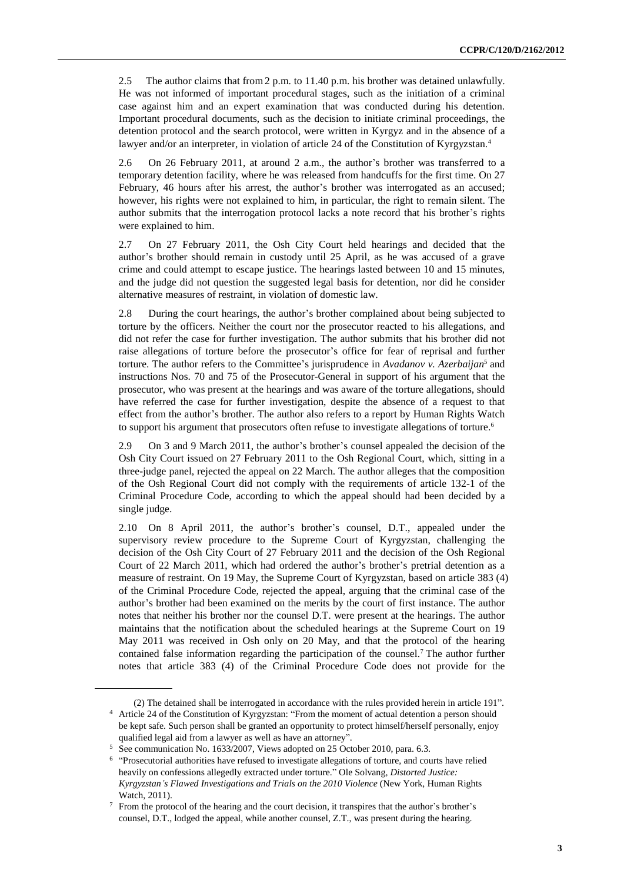2.5 The author claims that from 2 p.m. to 11.40 p.m. his brother was detained unlawfully. He was not informed of important procedural stages, such as the initiation of a criminal case against him and an expert examination that was conducted during his detention. Important procedural documents, such as the decision to initiate criminal proceedings, the detention protocol and the search protocol, were written in Kyrgyz and in the absence of a lawyer and/or an interpreter, in violation of article 24 of the Constitution of Kyrgyzstan.[4]

2.6 On 26 February 2011, at around 2 a.m., the author's brother was transferred to a temporary detention facility, where he was released from handcuffs for the first time. On 27 February, 46 hours after his arrest, the author's brother was interrogated as an accused; however, his rights were not explained to him, in particular, the right to remain silent. The author submits that the interrogation protocol lacks a note record that his brother's rights were explained to him.

2.7 On 27 February 2011, the Osh City Court held hearings and decided that the author's brother should remain in custody until 25 April, as he was accused of a grave crime and could attempt to escape justice. The hearings lasted between 10 and 15 minutes, and the judge did not question the suggested legal basis for detention, nor did he consider alternative measures of restraint, in violation of domestic law.

2.8 During the court hearings, the author's brother complained about being subjected to torture by the officers. Neither the court nor the prosecutor reacted to his allegations, and did not refer the case for further investigation. The author submits that his brother did not raise allegations of torture before the prosecutor's office for fear of reprisal and further torture. The author refers to the Committee's jurisprudence in *Avadanov v. Azerbaijan*[5] and instructions Nos. 70 and 75 of the Prosecutor-General in support of his argument that the prosecutor, who was present at the hearings and was aware of the torture allegations, should have referred the case for further investigation, despite the absence of a request to that effect from the author's brother. The author also refers to a report by Human Rights Watch to support his argument that prosecutors often refuse to investigate allegations of torture.[6]

2.9 On 3 and 9 March 2011, the author's brother's counsel appealed the decision of the Osh City Court issued on 27 February 2011 to the Osh Regional Court, which, sitting in a three-judge panel, rejected the appeal on 22 March. The author alleges that the composition of the Osh Regional Court did not comply with the requirements of article 132-1 of the Criminal Procedure Code, according to which the appeal should had been decided by a single judge.

2.10 On 8 April 2011, the author's brother's counsel, D.T., appealed under the supervisory review procedure to the Supreme Court of Kyrgyzstan, challenging the decision of the Osh City Court of 27 February 2011 and the decision of the Osh Regional Court of 22 March 2011, which had ordered the author's brother's pretrial detention as a measure of restraint. On 19 May, the Supreme Court of Kyrgyzstan, based on article 383 (4) of the Criminal Procedure Code, rejected the appeal, arguing that the criminal case of the author's brother had been examined on the merits by the court of first instance. The author notes that neither his brother nor the counsel D.T. were present at the hearings. The author maintains that the notification about the scheduled hearings at the Supreme Court on 19 May 2011 was received in Osh only on 20 May, and that the protocol of the hearing contained false information regarding the participation of the counsel.[7] The author further notes that article 383 (4) of the Criminal Procedure Code does not provide for the

---

(2) The detained shall be interrogated in accordance with the rules provided herein in article 191".

[4] Article 24 of the Constitution of Kyrgyzstan: "From the moment of actual detention a person should be kept safe. Such person shall be granted an opportunity to protect himself/herself personally, enjoy qualified legal aid from a lawyer as well as have an attorney".

[5] See communication No. 1633/2007, Views adopted on 25 October 2010, para. 6.3.

[6] "Prosecutorial authorities have refused to investigate allegations of torture, and courts have relied heavily on confessions allegedly extracted under torture." Ole Solvang, *Distorted Justice: Kyrgyzstan's Flawed Investigations and Trials on the 2010 Violence* (New York, Human Rights Watch, 2011).

[7] From the protocol of the hearing and the court decision, it transpires that the author's brother's counsel, D.T., lodged the appeal, while another counsel, Z.T., was present during the hearing.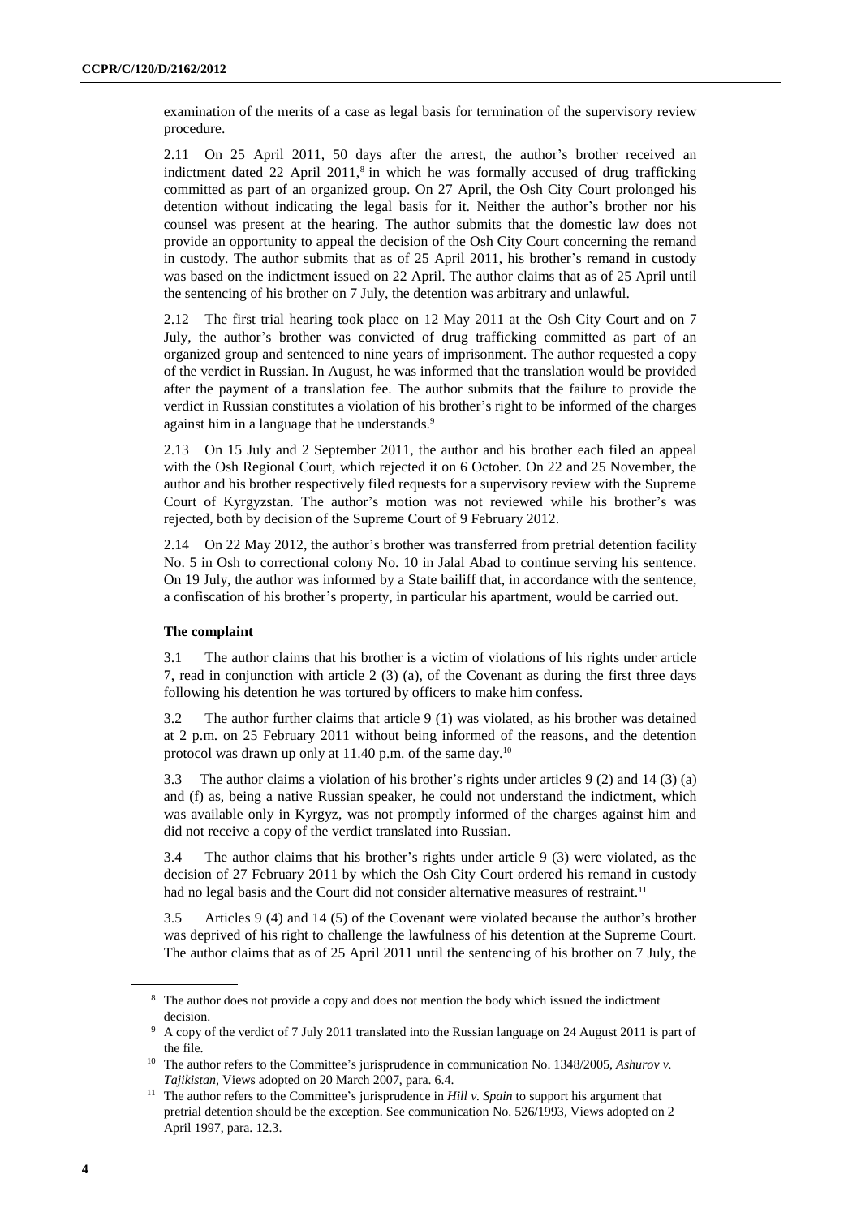examination of the merits of a case as legal basis for termination of the supervisory review procedure.

2.11 On 25 April 2011, 50 days after the arrest, the author's brother received an indictment dated 22 April 2011,[8] in which he was formally accused of drug trafficking committed as part of an organized group. On 27 April, the Osh City Court prolonged his detention without indicating the legal basis for it. Neither the author's brother nor his counsel was present at the hearing. The author submits that the domestic law does not provide an opportunity to appeal the decision of the Osh City Court concerning the remand in custody. The author submits that as of 25 April 2011, his brother's remand in custody was based on the indictment issued on 22 April. The author claims that as of 25 April until the sentencing of his brother on 7 July, the detention was arbitrary and unlawful.

2.12 The first trial hearing took place on 12 May 2011 at the Osh City Court and on 7 July, the author's brother was convicted of drug trafficking committed as part of an organized group and sentenced to nine years of imprisonment. The author requested a copy of the verdict in Russian. In August, he was informed that the translation would be provided after the payment of a translation fee. The author submits that the failure to provide the verdict in Russian constitutes a violation of his brother's right to be informed of the charges against him in a language that he understands.[9]

2.13 On 15 July and 2 September 2011, the author and his brother each filed an appeal with the Osh Regional Court, which rejected it on 6 October. On 22 and 25 November, the author and his brother respectively filed requests for a supervisory review with the Supreme Court of Kyrgyzstan. The author's motion was not reviewed while his brother's was rejected, both by decision of the Supreme Court of 9 February 2012.

2.14 On 22 May 2012, the author's brother was transferred from pretrial detention facility No. 5 in Osh to correctional colony No. 10 in Jalal Abad to continue serving his sentence. On 19 July, the author was informed by a State bailiff that, in accordance with the sentence, a confiscation of his brother's property, in particular his apartment, would be carried out.

### The complaint

3.1 The author claims that his brother is a victim of violations of his rights under article 7, read in conjunction with article 2 (3) (a), of the Covenant as during the first three days following his detention he was tortured by officers to make him confess.

3.2 The author further claims that article 9 (1) was violated, as his brother was detained at 2 p.m. on 25 February 2011 without being informed of the reasons, and the detention protocol was drawn up only at 11.40 p.m. of the same day.[10]

3.3 The author claims a violation of his brother's rights under articles 9 (2) and 14 (3) (a) and (f) as, being a native Russian speaker, he could not understand the indictment, which was available only in Kyrgyz, was not promptly informed of the charges against him and did not receive a copy of the verdict translated into Russian.

3.4 The author claims that his brother's rights under article 9 (3) were violated, as the decision of 27 February 2011 by which the Osh City Court ordered his remand in custody had no legal basis and the Court did not consider alternative measures of restraint.[11]

3.5 Articles 9 (4) and 14 (5) of the Covenant were violated because the author's brother was deprived of his right to challenge the lawfulness of his detention at the Supreme Court. The author claims that as of 25 April 2011 until the sentencing of his brother on 7 July, the

---

[8] The author does not provide a copy and does not mention the body which issued the indictment decision.

[9] A copy of the verdict of 7 July 2011 translated into the Russian language on 24 August 2011 is part of the file.

[10] The author refers to the Committee's jurisprudence in communication No. 1348/2005, *Ashurov v. Tajikistan*, Views adopted on 20 March 2007, para. 6.4.

[11] The author refers to the Committee's jurisprudence in *Hill v. Spain* to support his argument that pretrial detention should be the exception. See communication No. 526/1993, Views adopted on 2 April 1997, para. 12.3.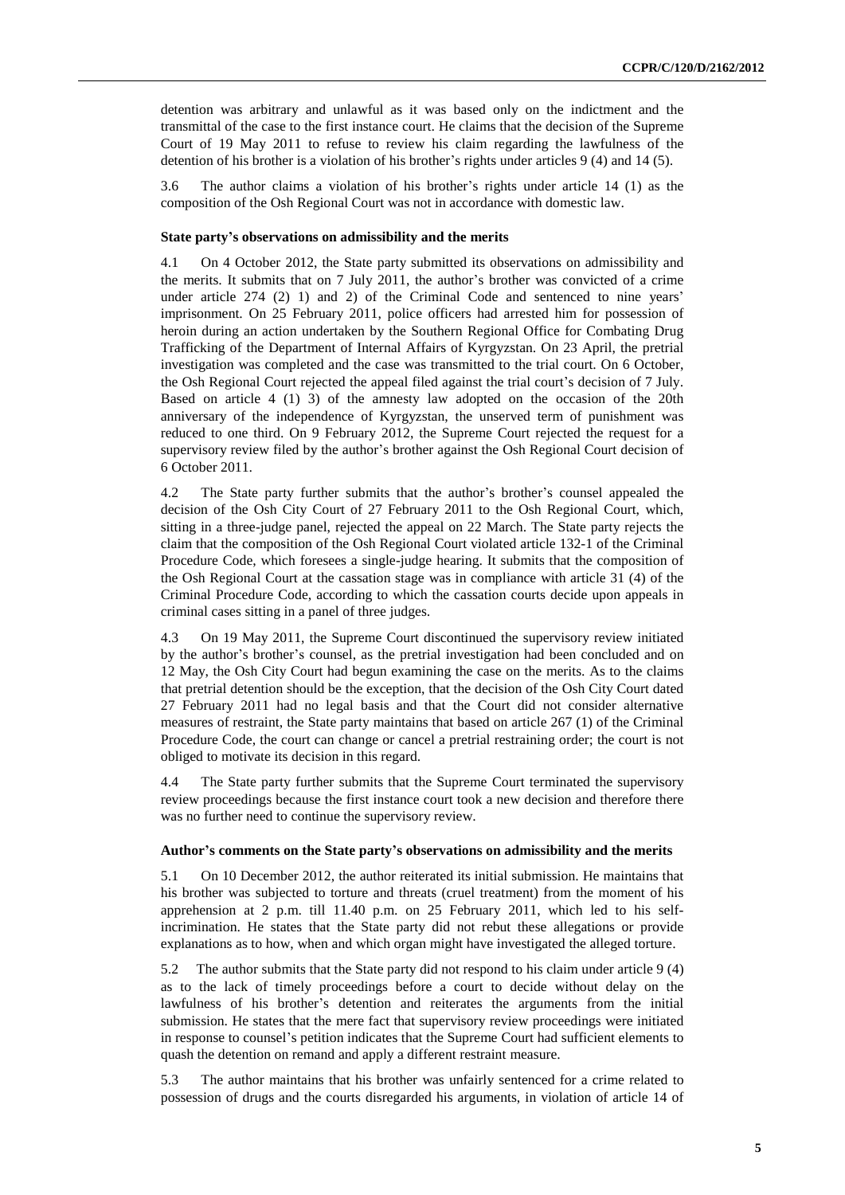detention was arbitrary and unlawful as it was based only on the indictment and the transmittal of the case to the first instance court. He claims that the decision of the Supreme Court of 19 May 2011 to refuse to review his claim regarding the lawfulness of the detention of his brother is a violation of his brother's rights under articles 9 (4) and 14 (5).

3.6 The author claims a violation of his brother's rights under article 14 (1) as the composition of the Osh Regional Court was not in accordance with domestic law.

### State party's observations on admissibility and the merits

4.1 On 4 October 2012, the State party submitted its observations on admissibility and the merits. It submits that on 7 July 2011, the author's brother was convicted of a crime under article 274 (2) 1) and 2) of the Criminal Code and sentenced to nine years' imprisonment. On 25 February 2011, police officers had arrested him for possession of heroin during an action undertaken by the Southern Regional Office for Combating Drug Trafficking of the Department of Internal Affairs of Kyrgyzstan. On 23 April, the pretrial investigation was completed and the case was transmitted to the trial court. On 6 October, the Osh Regional Court rejected the appeal filed against the trial court's decision of 7 July. Based on article 4 (1) 3) of the amnesty law adopted on the occasion of the 20th anniversary of the independence of Kyrgyzstan, the unserved term of punishment was reduced to one third. On 9 February 2012, the Supreme Court rejected the request for a supervisory review filed by the author's brother against the Osh Regional Court decision of 6 October 2011.

4.2 The State party further submits that the author's brother's counsel appealed the decision of the Osh City Court of 27 February 2011 to the Osh Regional Court, which, sitting in a three-judge panel, rejected the appeal on 22 March. The State party rejects the claim that the composition of the Osh Regional Court violated article 132-1 of the Criminal Procedure Code, which foresees a single-judge hearing. It submits that the composition of the Osh Regional Court at the cassation stage was in compliance with article 31 (4) of the Criminal Procedure Code, according to which the cassation courts decide upon appeals in criminal cases sitting in a panel of three judges.

4.3 On 19 May 2011, the Supreme Court discontinued the supervisory review initiated by the author's brother's counsel, as the pretrial investigation had been concluded and on 12 May, the Osh City Court had begun examining the case on the merits. As to the claims that pretrial detention should be the exception, that the decision of the Osh City Court dated 27 February 2011 had no legal basis and that the Court did not consider alternative measures of restraint, the State party maintains that based on article 267 (1) of the Criminal Procedure Code, the court can change or cancel a pretrial restraining order; the court is not obliged to motivate its decision in this regard.

4.4 The State party further submits that the Supreme Court terminated the supervisory review proceedings because the first instance court took a new decision and therefore there was no further need to continue the supervisory review.

### Author's comments on the State party's observations on admissibility and the merits

5.1 On 10 December 2012, the author reiterated its initial submission. He maintains that his brother was subjected to torture and threats (cruel treatment) from the moment of his apprehension at 2 p.m. till 11.40 p.m. on 25 February 2011, which led to his self-incrimination. He states that the State party did not rebut these allegations or provide explanations as to how, when and which organ might have investigated the alleged torture.

5.2 The author submits that the State party did not respond to his claim under article 9 (4) as to the lack of timely proceedings before a court to decide without delay on the lawfulness of his brother's detention and reiterates the arguments from the initial submission. He states that the mere fact that supervisory review proceedings were initiated in response to counsel's petition indicates that the Supreme Court had sufficient elements to quash the detention on remand and apply a different restraint measure.

5.3 The author maintains that his brother was unfairly sentenced for a crime related to possession of drugs and the courts disregarded his arguments, in violation of article 14 of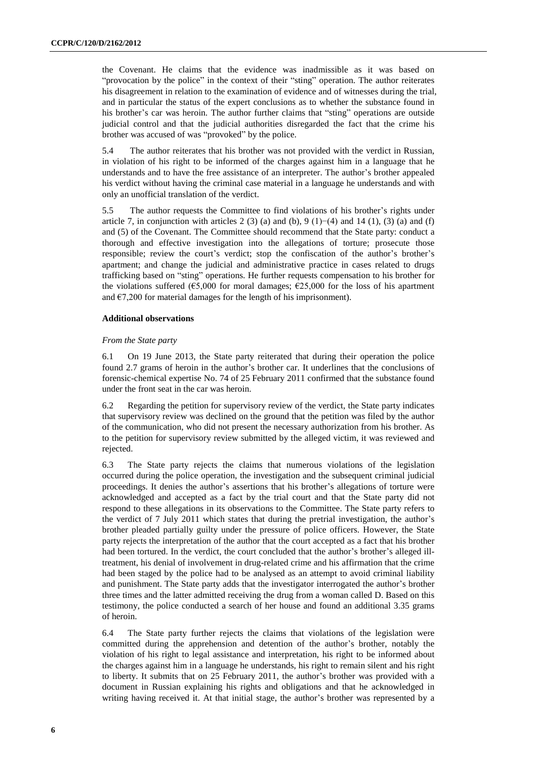the Covenant. He claims that the evidence was inadmissible as it was based on "provocation by the police" in the context of their "sting" operation. The author reiterates his disagreement in relation to the examination of evidence and of witnesses during the trial, and in particular the status of the expert conclusions as to whether the substance found in his brother's car was heroin. The author further claims that "sting" operations are outside judicial control and that the judicial authorities disregarded the fact that the crime his brother was accused of was "provoked" by the police.

5.4 The author reiterates that his brother was not provided with the verdict in Russian, in violation of his right to be informed of the charges against him in a language that he understands and to have the free assistance of an interpreter. The author's brother appealed his verdict without having the criminal case material in a language he understands and with only an unofficial translation of the verdict.

5.5 The author requests the Committee to find violations of his brother's rights under article 7, in conjunction with articles 2 (3) (a) and (b), 9 (1)−(4) and 14 (1), (3) (a) and (f) and (5) of the Covenant. The Committee should recommend that the State party: conduct a thorough and effective investigation into the allegations of torture; prosecute those responsible; review the court's verdict; stop the confiscation of the author's brother's apartment; and change the judicial and administrative practice in cases related to drugs trafficking based on "sting" operations. He further requests compensation to his brother for the violations suffered (€5,000 for moral damages; €25,000 for the loss of his apartment and €7,200 for material damages for the length of his imprisonment).

**Additional observations**

*From the State party*

6.1 On 19 June 2013, the State party reiterated that during their operation the police found 2.7 grams of heroin in the author's brother car. It underlines that the conclusions of forensic-chemical expertise No. 74 of 25 February 2011 confirmed that the substance found under the front seat in the car was heroin.

6.2 Regarding the petition for supervisory review of the verdict, the State party indicates that supervisory review was declined on the ground that the petition was filed by the author of the communication, who did not present the necessary authorization from his brother. As to the petition for supervisory review submitted by the alleged victim, it was reviewed and rejected.

6.3 The State party rejects the claims that numerous violations of the legislation occurred during the police operation, the investigation and the subsequent criminal judicial proceedings. It denies the author's assertions that his brother's allegations of torture were acknowledged and accepted as a fact by the trial court and that the State party did not respond to these allegations in its observations to the Committee. The State party refers to the verdict of 7 July 2011 which states that during the pretrial investigation, the author's brother pleaded partially guilty under the pressure of police officers. However, the State party rejects the interpretation of the author that the court accepted as a fact that his brother had been tortured. In the verdict, the court concluded that the author's brother's alleged ill-treatment, his denial of involvement in drug-related crime and his affirmation that the crime had been staged by the police had to be analysed as an attempt to avoid criminal liability and punishment. The State party adds that the investigator interrogated the author's brother three times and the latter admitted receiving the drug from a woman called D. Based on this testimony, the police conducted a search of her house and found an additional 3.35 grams of heroin.

6.4 The State party further rejects the claims that violations of the legislation were committed during the apprehension and detention of the author's brother, notably the violation of his right to legal assistance and interpretation, his right to be informed about the charges against him in a language he understands, his right to remain silent and his right to liberty. It submits that on 25 February 2011, the author's brother was provided with a document in Russian explaining his rights and obligations and that he acknowledged in writing having received it. At that initial stage, the author's brother was represented by a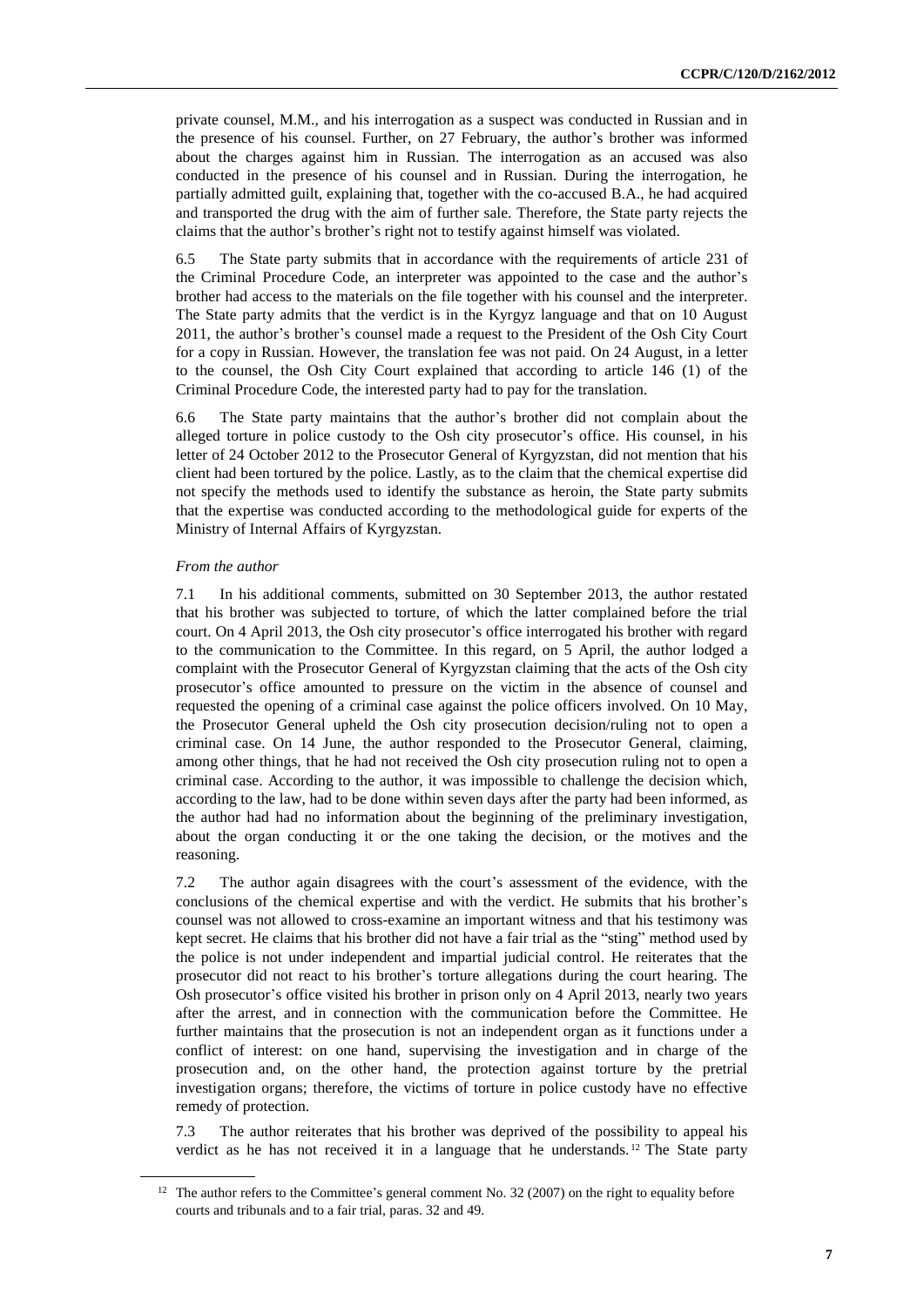private counsel, M.M., and his interrogation as a suspect was conducted in Russian and in the presence of his counsel. Further, on 27 February, the author's brother was informed about the charges against him in Russian. The interrogation as an accused was also conducted in the presence of his counsel and in Russian. During the interrogation, he partially admitted guilt, explaining that, together with the co-accused B.A., he had acquired and transported the drug with the aim of further sale. Therefore, the State party rejects the claims that the author's brother's right not to testify against himself was violated.

6.5 The State party submits that in accordance with the requirements of article 231 of the Criminal Procedure Code, an interpreter was appointed to the case and the author's brother had access to the materials on the file together with his counsel and the interpreter. The State party admits that the verdict is in the Kyrgyz language and that on 10 August 2011, the author's brother's counsel made a request to the President of the Osh City Court for a copy in Russian. However, the translation fee was not paid. On 24 August, in a letter to the counsel, the Osh City Court explained that according to article 146 (1) of the Criminal Procedure Code, the interested party had to pay for the translation.

6.6 The State party maintains that the author's brother did not complain about the alleged torture in police custody to the Osh city prosecutor's office. His counsel, in his letter of 24 October 2012 to the Prosecutor General of Kyrgyzstan, did not mention that his client had been tortured by the police. Lastly, as to the claim that the chemical expertise did not specify the methods used to identify the substance as heroin, the State party submits that the expertise was conducted according to the methodological guide for experts of the Ministry of Internal Affairs of Kyrgyzstan.

*From the author*

7.1 In his additional comments, submitted on 30 September 2013, the author restated that his brother was subjected to torture, of which the latter complained before the trial court. On 4 April 2013, the Osh city prosecutor's office interrogated his brother with regard to the communication to the Committee. In this regard, on 5 April, the author lodged a complaint with the Prosecutor General of Kyrgyzstan claiming that the acts of the Osh city prosecutor's office amounted to pressure on the victim in the absence of counsel and requested the opening of a criminal case against the police officers involved. On 10 May, the Prosecutor General upheld the Osh city prosecution decision/ruling not to open a criminal case. On 14 June, the author responded to the Prosecutor General, claiming, among other things, that he had not received the Osh city prosecution ruling not to open a criminal case. According to the author, it was impossible to challenge the decision which, according to the law, had to be done within seven days after the party had been informed, as the author had had no information about the beginning of the preliminary investigation, about the organ conducting it or the one taking the decision, or the motives and the reasoning.

7.2 The author again disagrees with the court's assessment of the evidence, with the conclusions of the chemical expertise and with the verdict. He submits that his brother's counsel was not allowed to cross-examine an important witness and that his testimony was kept secret. He claims that his brother did not have a fair trial as the "sting" method used by the police is not under independent and impartial judicial control. He reiterates that the prosecutor did not react to his brother's torture allegations during the court hearing. The Osh prosecutor's office visited his brother in prison only on 4 April 2013, nearly two years after the arrest, and in connection with the communication before the Committee. He further maintains that the prosecution is not an independent organ as it functions under a conflict of interest: on one hand, supervising the investigation and in charge of the prosecution and, on the other hand, the protection against torture by the pretrial investigation organs; therefore, the victims of torture in police custody have no effective remedy of protection.

7.3 The author reiterates that his brother was deprived of the possibility to appeal his verdict as he has not received it in a language that he understands.[12] The State party

[12] The author refers to the Committee's general comment No. 32 (2007) on the right to equality before courts and tribunals and to a fair trial, paras. 32 and 49.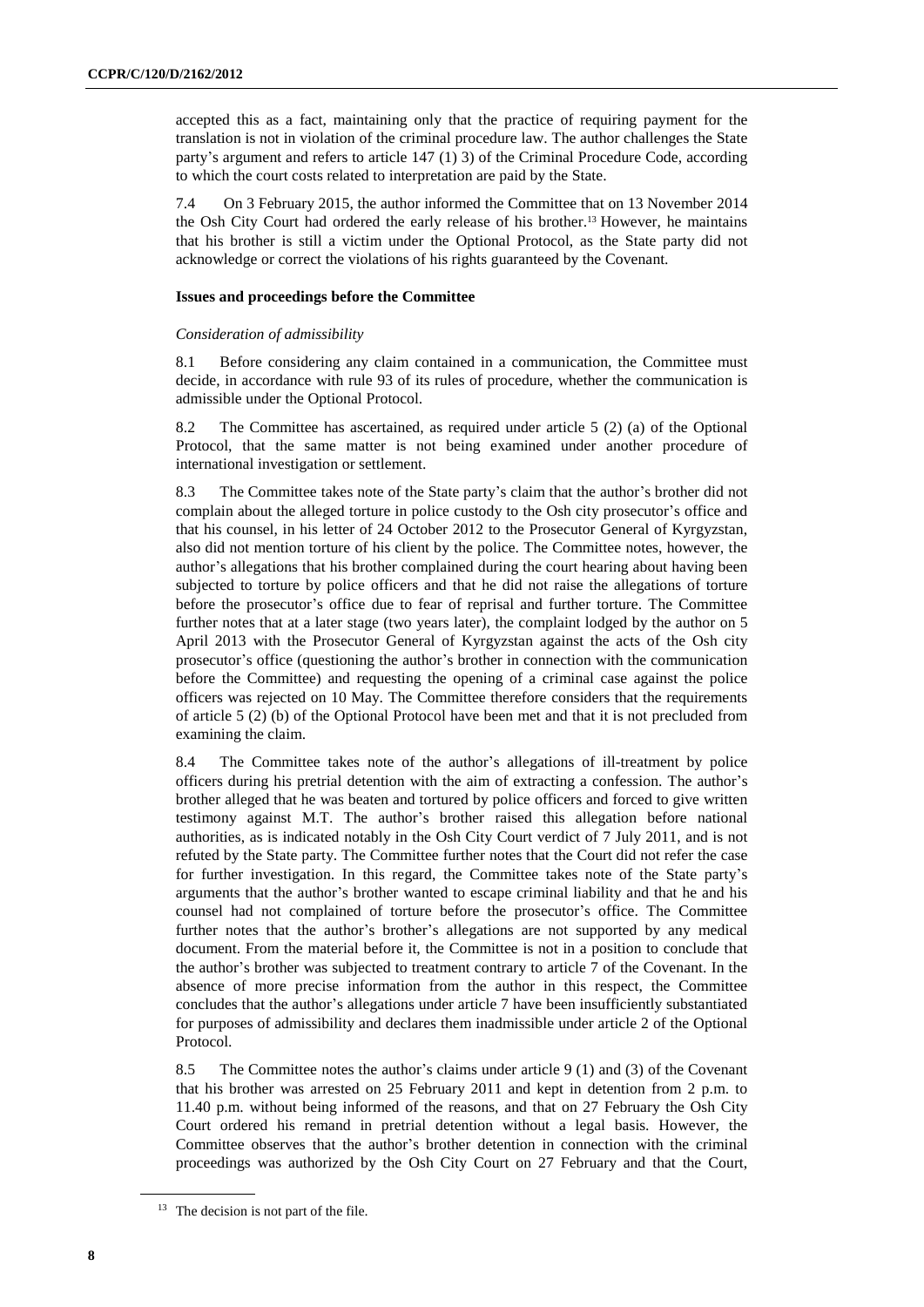accepted this as a fact, maintaining only that the practice of requiring payment for the translation is not in violation of the criminal procedure law. The author challenges the State party's argument and refers to article 147 (1) 3) of the Criminal Procedure Code, according to which the court costs related to interpretation are paid by the State.

7.4 On 3 February 2015, the author informed the Committee that on 13 November 2014 the Osh City Court had ordered the early release of his brother.[13] However, he maintains that his brother is still a victim under the Optional Protocol, as the State party did not acknowledge or correct the violations of his rights guaranteed by the Covenant.

### Issues and proceedings before the Committee

*Consideration of admissibility*

8.1 Before considering any claim contained in a communication, the Committee must decide, in accordance with rule 93 of its rules of procedure, whether the communication is admissible under the Optional Protocol.

8.2 The Committee has ascertained, as required under article 5 (2) (a) of the Optional Protocol, that the same matter is not being examined under another procedure of international investigation or settlement.

8.3 The Committee takes note of the State party's claim that the author's brother did not complain about the alleged torture in police custody to the Osh city prosecutor's office and that his counsel, in his letter of 24 October 2012 to the Prosecutor General of Kyrgyzstan, also did not mention torture of his client by the police. The Committee notes, however, the author's allegations that his brother complained during the court hearing about having been subjected to torture by police officers and that he did not raise the allegations of torture before the prosecutor's office due to fear of reprisal and further torture. The Committee further notes that at a later stage (two years later), the complaint lodged by the author on 5 April 2013 with the Prosecutor General of Kyrgyzstan against the acts of the Osh city prosecutor's office (questioning the author's brother in connection with the communication before the Committee) and requesting the opening of a criminal case against the police officers was rejected on 10 May. The Committee therefore considers that the requirements of article 5 (2) (b) of the Optional Protocol have been met and that it is not precluded from examining the claim.

8.4 The Committee takes note of the author's allegations of ill-treatment by police officers during his pretrial detention with the aim of extracting a confession. The author's brother alleged that he was beaten and tortured by police officers and forced to give written testimony against M.T. The author's brother raised this allegation before national authorities, as is indicated notably in the Osh City Court verdict of 7 July 2011, and is not refuted by the State party. The Committee further notes that the Court did not refer the case for further investigation. In this regard, the Committee takes note of the State party's arguments that the author's brother wanted to escape criminal liability and that he and his counsel had not complained of torture before the prosecutor's office. The Committee further notes that the author's brother's allegations are not supported by any medical document. From the material before it, the Committee is not in a position to conclude that the author's brother was subjected to treatment contrary to article 7 of the Covenant. In the absence of more precise information from the author in this respect, the Committee concludes that the author's allegations under article 7 have been insufficiently substantiated for purposes of admissibility and declares them inadmissible under article 2 of the Optional Protocol.

8.5 The Committee notes the author's claims under article 9 (1) and (3) of the Covenant that his brother was arrested on 25 February 2011 and kept in detention from 2 p.m. to 11.40 p.m. without being informed of the reasons, and that on 27 February the Osh City Court ordered his remand in pretrial detention without a legal basis. However, the Committee observes that the author's brother detention in connection with the criminal proceedings was authorized by the Osh City Court on 27 February and that the Court,

[13] The decision is not part of the file.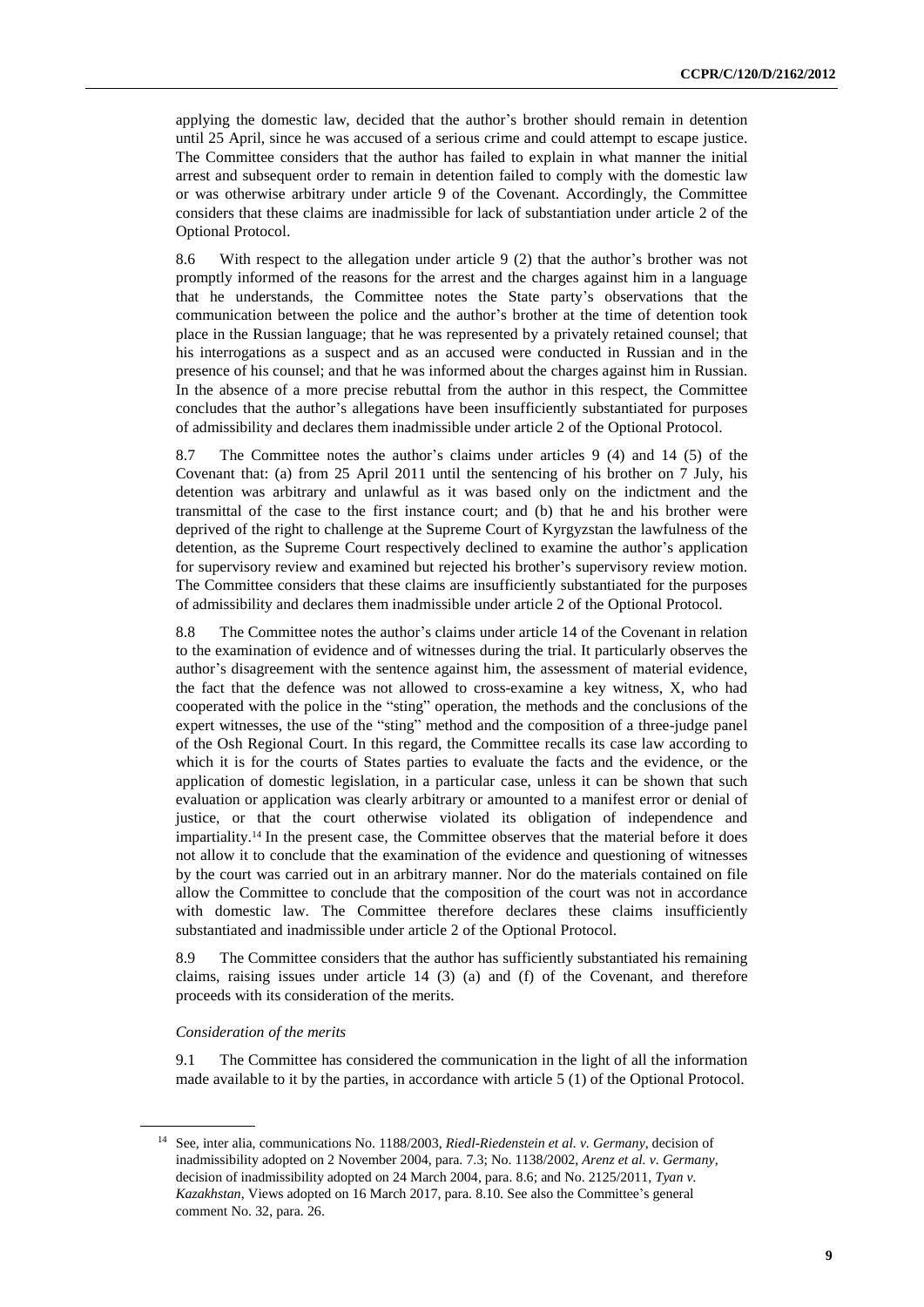applying the domestic law, decided that the author's brother should remain in detention until 25 April, since he was accused of a serious crime and could attempt to escape justice. The Committee considers that the author has failed to explain in what manner the initial arrest and subsequent order to remain in detention failed to comply with the domestic law or was otherwise arbitrary under article 9 of the Covenant. Accordingly, the Committee considers that these claims are inadmissible for lack of substantiation under article 2 of the Optional Protocol.

8.6 With respect to the allegation under article 9 (2) that the author's brother was not promptly informed of the reasons for the arrest and the charges against him in a language that he understands, the Committee notes the State party's observations that the communication between the police and the author's brother at the time of detention took place in the Russian language; that he was represented by a privately retained counsel; that his interrogations as a suspect and as an accused were conducted in Russian and in the presence of his counsel; and that he was informed about the charges against him in Russian. In the absence of a more precise rebuttal from the author in this respect, the Committee concludes that the author's allegations have been insufficiently substantiated for purposes of admissibility and declares them inadmissible under article 2 of the Optional Protocol.

8.7 The Committee notes the author's claims under articles 9 (4) and 14 (5) of the Covenant that: (a) from 25 April 2011 until the sentencing of his brother on 7 July, his detention was arbitrary and unlawful as it was based only on the indictment and the transmittal of the case to the first instance court; and (b) that he and his brother were deprived of the right to challenge at the Supreme Court of Kyrgyzstan the lawfulness of the detention, as the Supreme Court respectively declined to examine the author's application for supervisory review and examined but rejected his brother's supervisory review motion. The Committee considers that these claims are insufficiently substantiated for the purposes of admissibility and declares them inadmissible under article 2 of the Optional Protocol.

8.8 The Committee notes the author's claims under article 14 of the Covenant in relation to the examination of evidence and of witnesses during the trial. It particularly observes the author's disagreement with the sentence against him, the assessment of material evidence, the fact that the defence was not allowed to cross-examine a key witness, X, who had cooperated with the police in the "sting" operation, the methods and the conclusions of the expert witnesses, the use of the "sting" method and the composition of a three-judge panel of the Osh Regional Court. In this regard, the Committee recalls its case law according to which it is for the courts of States parties to evaluate the facts and the evidence, or the application of domestic legislation, in a particular case, unless it can be shown that such evaluation or application was clearly arbitrary or amounted to a manifest error or denial of justice, or that the court otherwise violated its obligation of independence and impartiality.[14] In the present case, the Committee observes that the material before it does not allow it to conclude that the examination of the evidence and questioning of witnesses by the court was carried out in an arbitrary manner. Nor do the materials contained on file allow the Committee to conclude that the composition of the court was not in accordance with domestic law. The Committee therefore declares these claims insufficiently substantiated and inadmissible under article 2 of the Optional Protocol.

8.9 The Committee considers that the author has sufficiently substantiated his remaining claims, raising issues under article 14 (3) (a) and (f) of the Covenant, and therefore proceeds with its consideration of the merits.

*Consideration of the merits*

9.1 The Committee has considered the communication in the light of all the information made available to it by the parties, in accordance with article 5 (1) of the Optional Protocol.

[14] See, inter alia, communications No. 1188/2003, *Riedl-Riedenstein et al. v. Germany*, decision of inadmissibility adopted on 2 November 2004, para. 7.3; No. 1138/2002, *Arenz et al. v. Germany*, decision of inadmissibility adopted on 24 March 2004, para. 8.6; and No. 2125/2011, *Tyan v. Kazakhstan*, Views adopted on 16 March 2017, para. 8.10. See also the Committee's general comment No. 32, para. 26.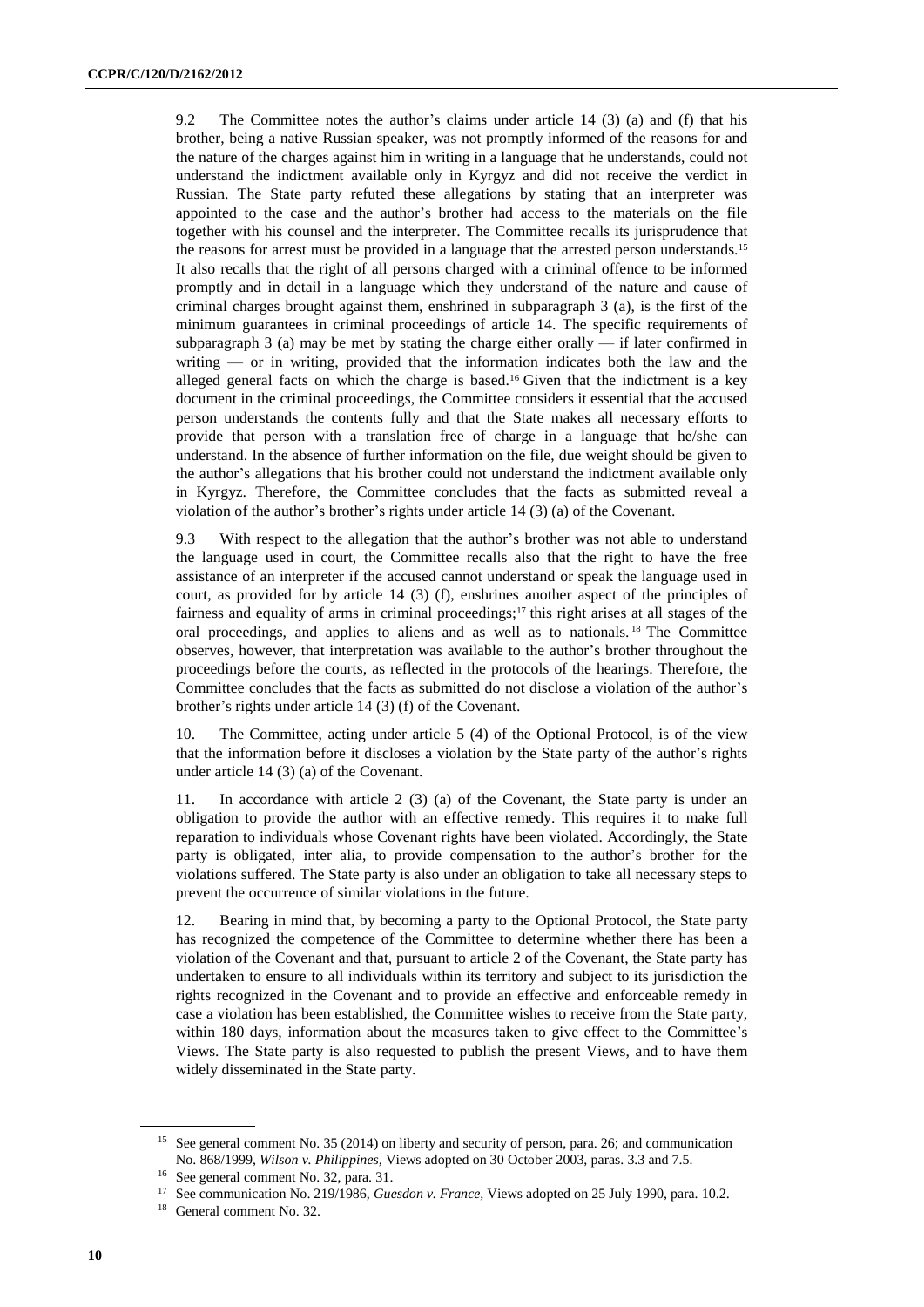9.2 The Committee notes the author's claims under article 14 (3) (a) and (f) that his brother, being a native Russian speaker, was not promptly informed of the reasons for and the nature of the charges against him in writing in a language that he understands, could not understand the indictment available only in Kyrgyz and did not receive the verdict in Russian. The State party refuted these allegations by stating that an interpreter was appointed to the case and the author's brother had access to the materials on the file together with his counsel and the interpreter. The Committee recalls its jurisprudence that the reasons for arrest must be provided in a language that the arrested person understands.[15] It also recalls that the right of all persons charged with a criminal offence to be informed promptly and in detail in a language which they understand of the nature and cause of criminal charges brought against them, enshrined in subparagraph 3 (a), is the first of the minimum guarantees in criminal proceedings of article 14. The specific requirements of subparagraph 3 (a) may be met by stating the charge either orally — if later confirmed in writing — or in writing, provided that the information indicates both the law and the alleged general facts on which the charge is based.[16] Given that the indictment is a key document in the criminal proceedings, the Committee considers it essential that the accused person understands the contents fully and that the State makes all necessary efforts to provide that person with a translation free of charge in a language that he/she can understand. In the absence of further information on the file, due weight should be given to the author's allegations that his brother could not understand the indictment available only in Kyrgyz. Therefore, the Committee concludes that the facts as submitted reveal a violation of the author's brother's rights under article 14 (3) (a) of the Covenant.

9.3 With respect to the allegation that the author's brother was not able to understand the language used in court, the Committee recalls also that the right to have the free assistance of an interpreter if the accused cannot understand or speak the language used in court, as provided for by article 14 (3) (f), enshrines another aspect of the principles of fairness and equality of arms in criminal proceedings;[17] this right arises at all stages of the oral proceedings, and applies to aliens and as well as to nationals.[18] The Committee observes, however, that interpretation was available to the author's brother throughout the proceedings before the courts, as reflected in the protocols of the hearings. Therefore, the Committee concludes that the facts as submitted do not disclose a violation of the author's brother's rights under article 14 (3) (f) of the Covenant.

10. The Committee, acting under article 5 (4) of the Optional Protocol, is of the view that the information before it discloses a violation by the State party of the author's rights under article 14 (3) (a) of the Covenant.

11. In accordance with article 2 (3) (a) of the Covenant, the State party is under an obligation to provide the author with an effective remedy. This requires it to make full reparation to individuals whose Covenant rights have been violated. Accordingly, the State party is obligated, inter alia, to provide compensation to the author's brother for the violations suffered. The State party is also under an obligation to take all necessary steps to prevent the occurrence of similar violations in the future.

12. Bearing in mind that, by becoming a party to the Optional Protocol, the State party has recognized the competence of the Committee to determine whether there has been a violation of the Covenant and that, pursuant to article 2 of the Covenant, the State party has undertaken to ensure to all individuals within its territory and subject to its jurisdiction the rights recognized in the Covenant and to provide an effective and enforceable remedy in case a violation has been established, the Committee wishes to receive from the State party, within 180 days, information about the measures taken to give effect to the Committee's Views. The State party is also requested to publish the present Views, and to have them widely disseminated in the State party.

---

[15] See general comment No. 35 (2014) on liberty and security of person, para. 26; and communication No. 868/1999, *Wilson v. Philippines*, Views adopted on 30 October 2003, paras. 3.3 and 7.5.

[16] See general comment No. 32, para. 31.

[17] See communication No. 219/1986, *Guesdon v. France*, Views adopted on 25 July 1990, para. 10.2.

[18] General comment No. 32.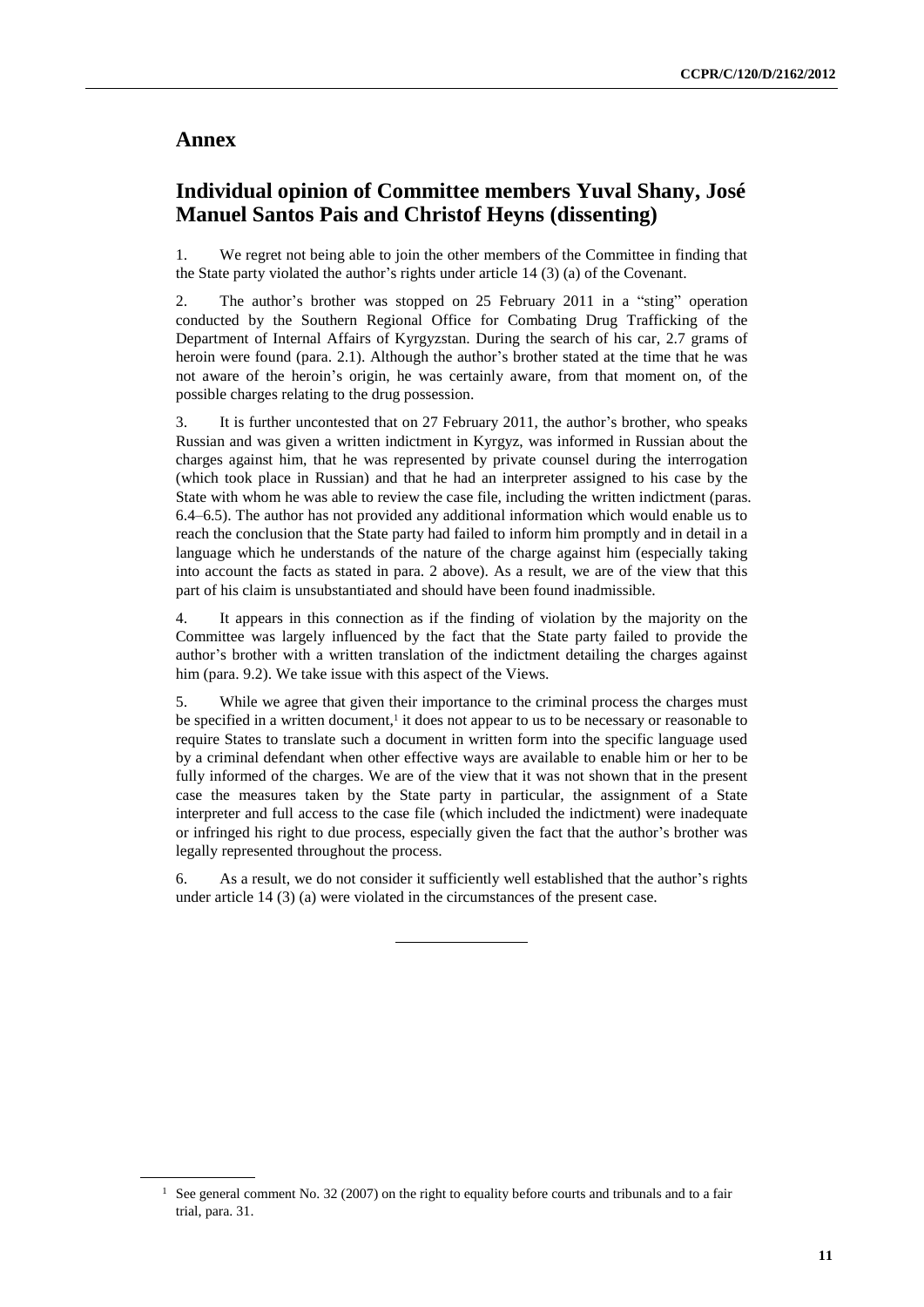# Annex

## Individual opinion of Committee members Yuval Shany, José Manuel Santos Pais and Christof Heyns (dissenting)

1. We regret not being able to join the other members of the Committee in finding that the State party violated the author's rights under article 14 (3) (a) of the Covenant.

2. The author's brother was stopped on 25 February 2011 in a "sting" operation conducted by the Southern Regional Office for Combating Drug Trafficking of the Department of Internal Affairs of Kyrgyzstan. During the search of his car, 2.7 grams of heroin were found (para. 2.1). Although the author's brother stated at the time that he was not aware of the heroin's origin, he was certainly aware, from that moment on, of the possible charges relating to the drug possession.

3. It is further uncontested that on 27 February 2011, the author's brother, who speaks Russian and was given a written indictment in Kyrgyz, was informed in Russian about the charges against him, that he was represented by private counsel during the interrogation (which took place in Russian) and that he had an interpreter assigned to his case by the State with whom he was able to review the case file, including the written indictment (paras. 6.4–6.5). The author has not provided any additional information which would enable us to reach the conclusion that the State party had failed to inform him promptly and in detail in a language which he understands of the nature of the charge against him (especially taking into account the facts as stated in para. 2 above). As a result, we are of the view that this part of his claim is unsubstantiated and should have been found inadmissible.

4. It appears in this connection as if the finding of violation by the majority on the Committee was largely influenced by the fact that the State party failed to provide the author's brother with a written translation of the indictment detailing the charges against him (para. 9.2). We take issue with this aspect of the Views.

5. While we agree that given their importance to the criminal process the charges must be specified in a written document,[1] it does not appear to us to be necessary or reasonable to require States to translate such a document in written form into the specific language used by a criminal defendant when other effective ways are available to enable him or her to be fully informed of the charges. We are of the view that it was not shown that in the present case the measures taken by the State party in particular, the assignment of a State interpreter and full access to the case file (which included the indictment) were inadequate or infringed his right to due process, especially given the fact that the author's brother was legally represented throughout the process.

6. As a result, we do not consider it sufficiently well established that the author's rights under article 14 (3) (a) were violated in the circumstances of the present case.

---

[1] See general comment No. 32 (2007) on the right to equality before courts and tribunals and to a fair trial, para. 31.